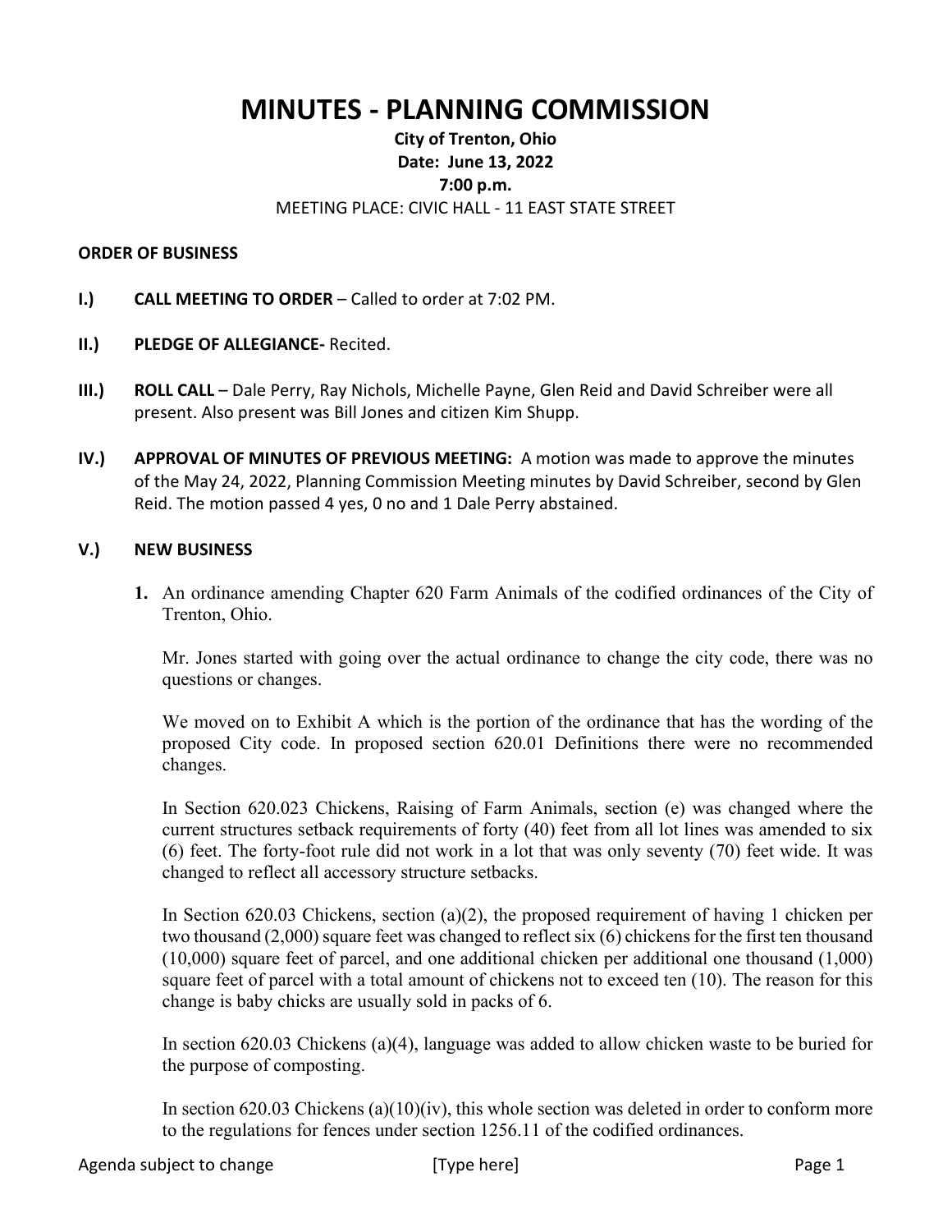# MINUTES - PLANNING COMMISSION

**City of Trenton, Ohio**
**Date: June 13, 2022**
**7:00 p.m.**
MEETING PLACE: CIVIC HALL - 11 EAST STATE STREET

**ORDER OF BUSINESS**

**I.)** **CALL MEETING TO ORDER** – Called to order at 7:02 PM.

**II.)** **PLEDGE OF ALLEGIANCE-** Recited.

**III.)** **ROLL CALL** – Dale Perry, Ray Nichols, Michelle Payne, Glen Reid and David Schreiber were all present. Also present was Bill Jones and citizen Kim Shupp.

**IV.)** **APPROVAL OF MINUTES OF PREVIOUS MEETING:** A motion was made to approve the minutes of the May 24, 2022, Planning Commission Meeting minutes by David Schreiber, second by Glen Reid. The motion passed 4 yes, 0 no and 1 Dale Perry abstained.

**V.)** **NEW BUSINESS**

**1.** An ordinance amending Chapter 620 Farm Animals of the codified ordinances of the City of Trenton, Ohio.

Mr. Jones started with going over the actual ordinance to change the city code, there was no questions or changes.

We moved on to Exhibit A which is the portion of the ordinance that has the wording of the proposed City code. In proposed section 620.01 Definitions there were no recommended changes.

In Section 620.023 Chickens, Raising of Farm Animals, section (e) was changed where the current structures setback requirements of forty (40) feet from all lot lines was amended to six (6) feet. The forty-foot rule did not work in a lot that was only seventy (70) feet wide. It was changed to reflect all accessory structure setbacks.

In Section 620.03 Chickens, section (a)(2), the proposed requirement of having 1 chicken per two thousand (2,000) square feet was changed to reflect six (6) chickens for the first ten thousand (10,000) square feet of parcel, and one additional chicken per additional one thousand (1,000) square feet of parcel with a total amount of chickens not to exceed ten (10). The reason for this change is baby chicks are usually sold in packs of 6.

In section 620.03 Chickens (a)(4), language was added to allow chicken waste to be buried for the purpose of composting.

In section 620.03 Chickens (a)(10)(iv), this whole section was deleted in order to conform more to the regulations for fences under section 1256.11 of the codified ordinances.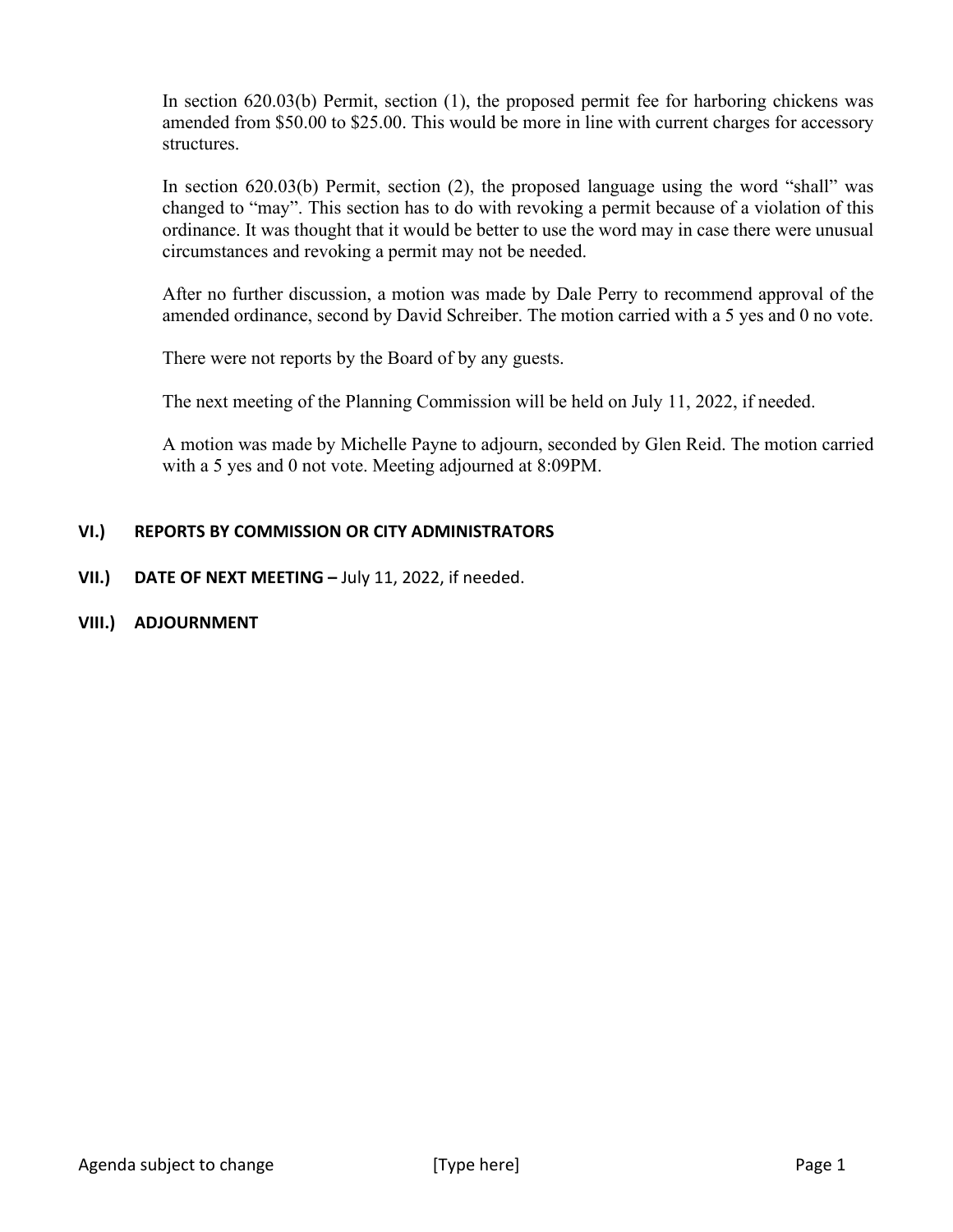In section 620.03(b) Permit, section (1), the proposed permit fee for harboring chickens was amended from $50.00 to $25.00. This would be more in line with current charges for accessory structures.

In section 620.03(b) Permit, section (2), the proposed language using the word "shall" was changed to "may". This section has to do with revoking a permit because of a violation of this ordinance. It was thought that it would be better to use the word may in case there were unusual circumstances and revoking a permit may not be needed.

After no further discussion, a motion was made by Dale Perry to recommend approval of the amended ordinance, second by David Schreiber. The motion carried with a 5 yes and 0 no vote.

There were not reports by the Board of by any guests.

The next meeting of the Planning Commission will be held on July 11, 2022, if needed.

A motion was made by Michelle Payne to adjourn, seconded by Glen Reid. The motion carried with a 5 yes and 0 not vote. Meeting adjourned at 8:09PM.

**VI.) REPORTS BY COMMISSION OR CITY ADMINISTRATORS**

**VII.) DATE OF NEXT MEETING –** July 11, 2022, if needed.

**VIII.) ADJOURNMENT**